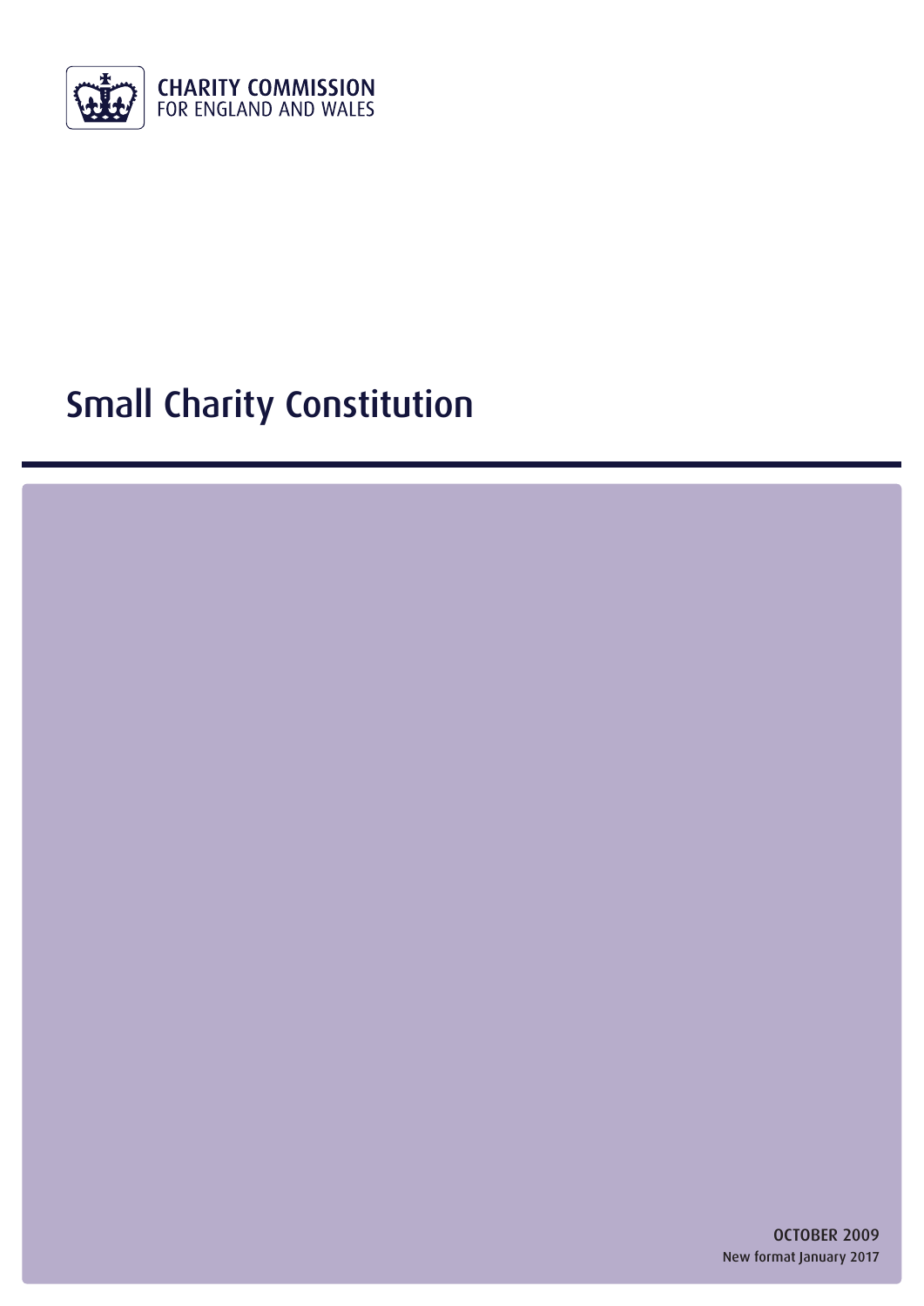CHARITY COMMISSION
FOR ENGLAND AND WALES

# Small Charity Constitution

OCTOBER 2009
New format January 2017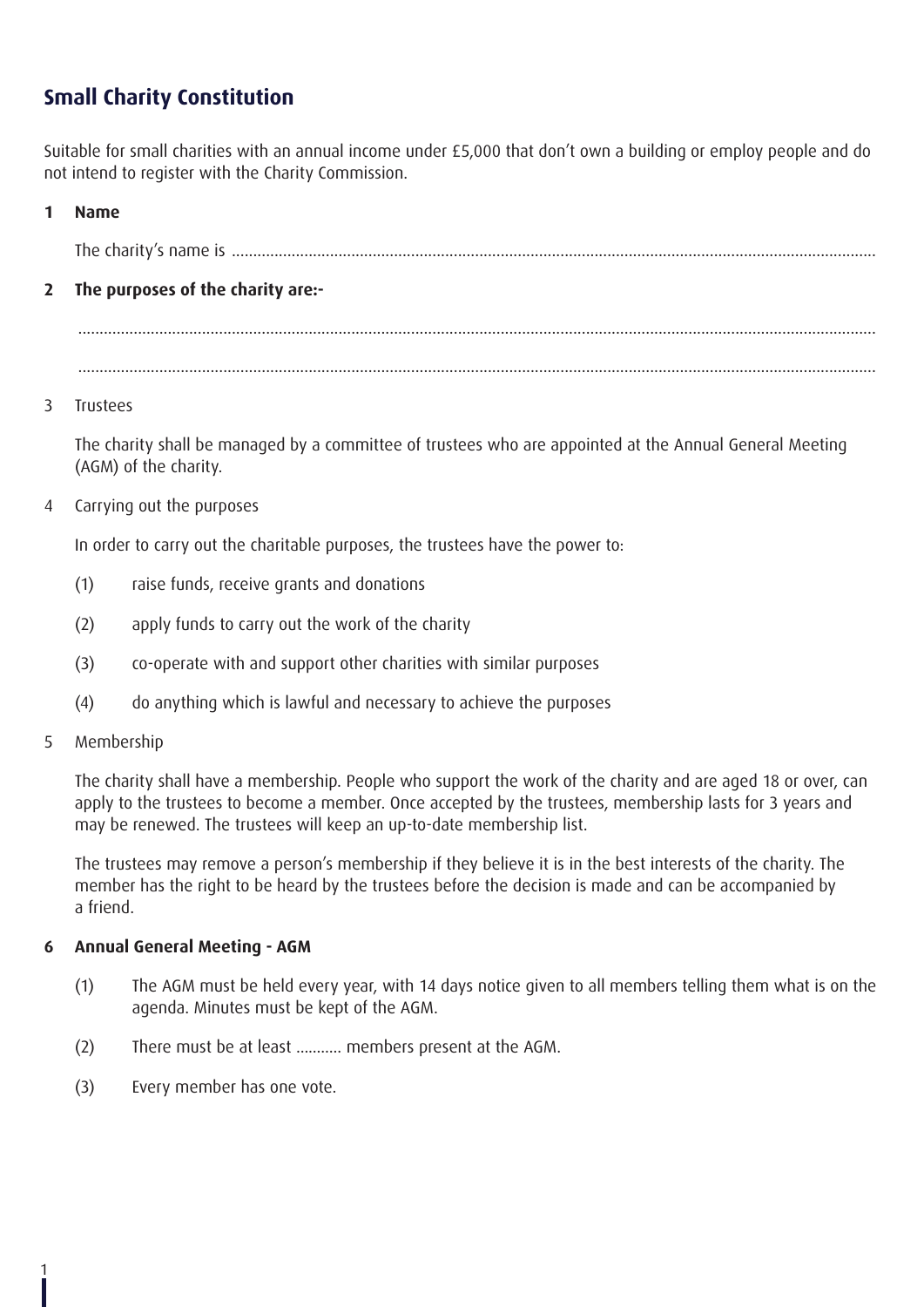## Small Charity Constitution

Suitable for small charities with an annual income under £5,000 that don't own a building or employ people and do not intend to register with the Charity Commission.

**1 Name**

The charity's name is ..........................................................................................................................................

**2 The purposes of the charity are:-**

..........................................................................................................................................................................

..........................................................................................................................................................................

3 Trustees

The charity shall be managed by a committee of trustees who are appointed at the Annual General Meeting (AGM) of the charity.

4 Carrying out the purposes

In order to carry out the charitable purposes, the trustees have the power to:

(1) raise funds, receive grants and donations

(2) apply funds to carry out the work of the charity

(3) co-operate with and support other charities with similar purposes

(4) do anything which is lawful and necessary to achieve the purposes

5 Membership

The charity shall have a membership. People who support the work of the charity and are aged 18 or over, can apply to the trustees to become a member. Once accepted by the trustees, membership lasts for 3 years and may be renewed. The trustees will keep an up-to-date membership list.

The trustees may remove a person's membership if they believe it is in the best interests of the charity. The member has the right to be heard by the trustees before the decision is made and can be accompanied by a friend.

**6 Annual General Meeting - AGM**

(1) The AGM must be held every year, with 14 days notice given to all members telling them what is on the agenda. Minutes must be kept of the AGM.

(2) There must be at least ........... members present at the AGM.

(3) Every member has one vote.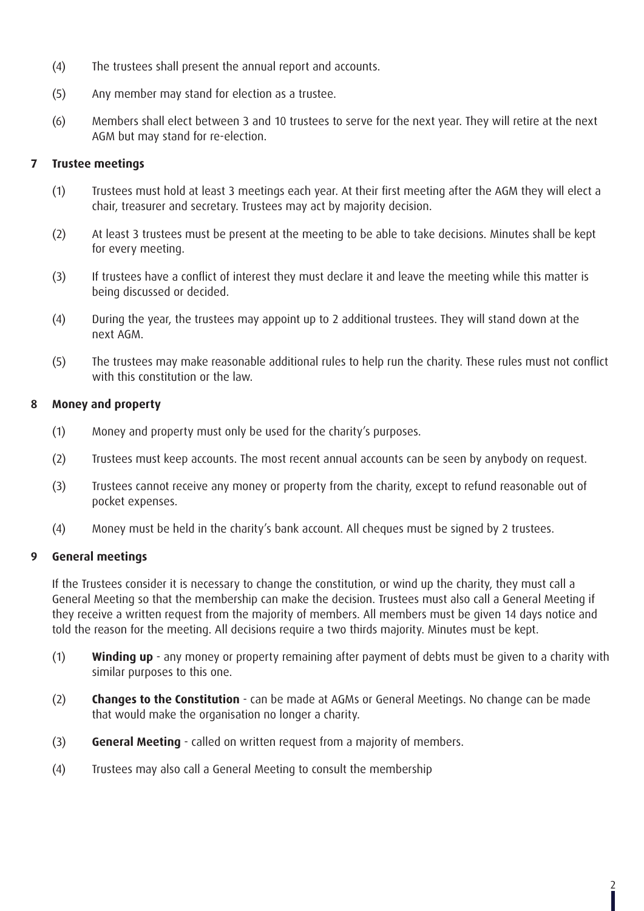(4) The trustees shall present the annual report and accounts.

(5) Any member may stand for election as a trustee.

(6) Members shall elect between 3 and 10 trustees to serve for the next year. They will retire at the next AGM but may stand for re-election.

## 7 Trustee meetings

(1) Trustees must hold at least 3 meetings each year. At their first meeting after the AGM they will elect a chair, treasurer and secretary. Trustees may act by majority decision.

(2) At least 3 trustees must be present at the meeting to be able to take decisions. Minutes shall be kept for every meeting.

(3) If trustees have a conflict of interest they must declare it and leave the meeting while this matter is being discussed or decided.

(4) During the year, the trustees may appoint up to 2 additional trustees. They will stand down at the next AGM.

(5) The trustees may make reasonable additional rules to help run the charity. These rules must not conflict with this constitution or the law.

## 8 Money and property

(1) Money and property must only be used for the charity's purposes.

(2) Trustees must keep accounts. The most recent annual accounts can be seen by anybody on request.

(3) Trustees cannot receive any money or property from the charity, except to refund reasonable out of pocket expenses.

(4) Money must be held in the charity's bank account. All cheques must be signed by 2 trustees.

## 9 General meetings

If the Trustees consider it is necessary to change the constitution, or wind up the charity, they must call a General Meeting so that the membership can make the decision. Trustees must also call a General Meeting if they receive a written request from the majority of members. All members must be given 14 days notice and told the reason for the meeting. All decisions require a two thirds majority. Minutes must be kept.

(1) **Winding up** - any money or property remaining after payment of debts must be given to a charity with similar purposes to this one.

(2) **Changes to the Constitution** - can be made at AGMs or General Meetings. No change can be made that would make the organisation no longer a charity.

(3) **General Meeting** - called on written request from a majority of members.

(4) Trustees may also call a General Meeting to consult the membership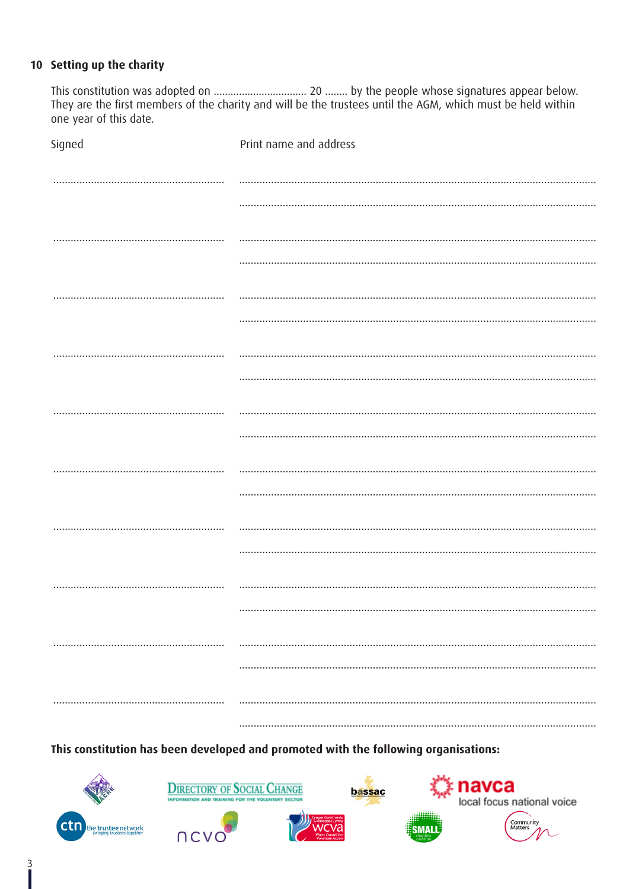## 10 Setting up the charity

This constitution was adopted on ................................ 20 ........ by the people whose signatures appear below. They are the first members of the charity and will be the trustees until the AGM, which must be held within one year of this date.

| Signed | Print name and address |
| --- | --- |
| ........................................................... | ........................................................................................................................... |
| | ........................................................................................................................... |
| ........................................................... | ........................................................................................................................... |
| | ........................................................................................................................... |
| ........................................................... | ........................................................................................................................... |
| | ........................................................................................................................... |
| ........................................................... | ........................................................................................................................... |
| | ........................................................................................................................... |
| ........................................................... | ........................................................................................................................... |
| | ........................................................................................................................... |
| ........................................................... | ........................................................................................................................... |
| | ........................................................................................................................... |
| ........................................................... | ........................................................................................................................... |
| | ........................................................................................................................... |
| ........................................................... | ........................................................................................................................... |
| | ........................................................................................................................... |
| ........................................................... | ........................................................................................................................... |
| | ........................................................................................................................... |
| ........................................................... | ........................................................................................................................... |
| | ........................................................................................................................... |

**This constitution has been developed and promoted with the following organisations:**

ACRE
Directory of Social Change — Information and training for the voluntary sector
bassac
navca — local focus national voice
ctn — the trustee network — bringing trustees together
ncvo
wcva — Cyngor Gweithredu Gwirfoddol Cymru — Wales Council for Voluntary Action
SMALL charities coalition
Community Matters